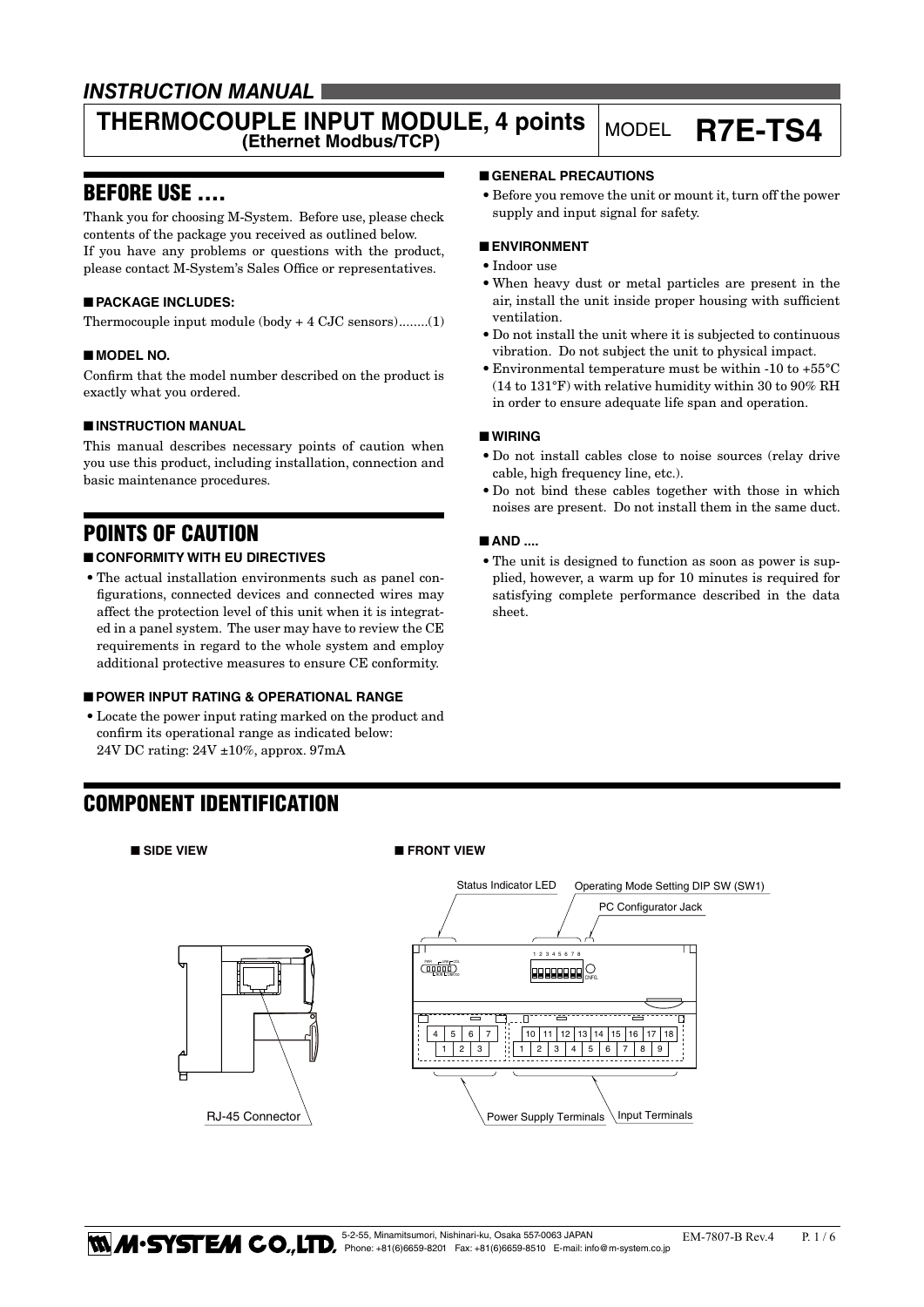## INSTRUCTION MANUAL

# THERMOCOUPLE INPUT MODULE, 4 points (Ethernet Modbus/TCP)

MODEL **R7E-TS4**

## BEFORE USE ....

Thank you for choosing M-System. Before use, please check contents of the package you received as outlined below.
If you have any problems or questions with the product, please contact M-System's Sales Office or representatives.

### ■ PACKAGE INCLUDES:

Thermocouple input module (body + 4 CJC sensors)........(1)

### ■ MODEL NO.

Confirm that the model number described on the product is exactly what you ordered.

### ■ INSTRUCTION MANUAL

This manual describes necessary points of caution when you use this product, including installation, connection and basic maintenance procedures.

## POINTS OF CAUTION

### ■ CONFORMITY WITH EU DIRECTIVES

- The actual installation environments such as panel configurations, connected devices and connected wires may affect the protection level of this unit when it is integrated in a panel system. The user may have to review the CE requirements in regard to the whole system and employ additional protective measures to ensure CE conformity.

### ■ POWER INPUT RATING & OPERATIONAL RANGE

- Locate the power input rating marked on the product and confirm its operational range as indicated below:
  24V DC rating: 24V ±10%, approx. 97mA

### ■ GENERAL PRECAUTIONS

- Before you remove the unit or mount it, turn off the power supply and input signal for safety.

### ■ ENVIRONMENT

- Indoor use
- When heavy dust or metal particles are present in the air, install the unit inside proper housing with sufficient ventilation.
- Do not install the unit where it is subjected to continuous vibration. Do not subject the unit to physical impact.
- Environmental temperature must be within -10 to +55°C (14 to 131°F) with relative humidity within 30 to 90% RH in order to ensure adequate life span and operation.

### ■ WIRING

- Do not install cables close to noise sources (relay drive cable, high frequency line, etc.).
- Do not bind these cables together with those in which noises are present. Do not install them in the same duct.

### ■ AND ....

- The unit is designed to function as soon as power is supplied, however, a warm up for 10 minutes is required for satisfying complete performance described in the data sheet.

## COMPONENT IDENTIFICATION

### ■ SIDE VIEW

RJ-45 Connector

### ■ FRONT VIEW

Status Indicator LED

Operating Mode Setting DIP SW (SW1)

PC Configurator Jack

Power Supply Terminals

Input Terminals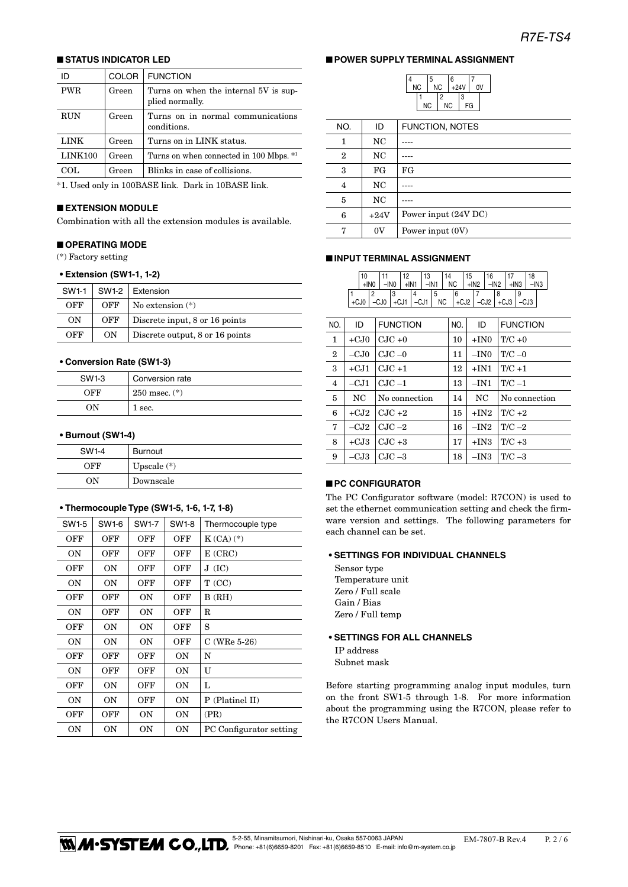## ■ STATUS INDICATOR LED

| ID | COLOR | FUNCTION |
|---|---|---|
| PWR | Green | Turns on when the internal 5V is supplied normally. |
| RUN | Green | Turns on in normal communications conditions. |
| LINK | Green | Turns on in LINK status. |
| LINK100 | Green | Turns on when connected in 100 Mbps. *1 |
| COL | Green | Blinks in case of collisions. |

*1. Used only in 100BASE link. Dark in 10BASE link.

## ■ EXTENSION MODULE

Combination with all the extension modules is available.

## ■ OPERATING MODE

(*) Factory setting

### • Extension (SW1-1, 1-2)

| SW1-1 | SW1-2 | Extension |
|---|---|---|
| OFF | OFF | No extension (*) |
| ON | OFF | Discrete input, 8 or 16 points |
| OFF | ON | Discrete output, 8 or 16 points |

### • Conversion Rate (SW1-3)

| SW1-3 | Conversion rate |
|---|---|
| OFF | 250 msec. (*) |
| ON | 1 sec. |

### • Burnout (SW1-4)

| SW1-4 | Burnout |
|---|---|
| OFF | Upscale (*) |
| ON | Downscale |

### • Thermocouple Type (SW1-5, 1-6, 1-7, 1-8)

| SW1-5 | SW1-6 | SW1-7 | SW1-8 | Thermocouple type |
|---|---|---|---|---|
| OFF | OFF | OFF | OFF | K (CA) (*) |
| ON | OFF | OFF | OFF | E (CRC) |
| OFF | ON | OFF | OFF | J (IC) |
| ON | ON | OFF | OFF | T (CC) |
| OFF | OFF | ON | OFF | B (RH) |
| ON | OFF | ON | OFF | R |
| OFF | ON | ON | OFF | S |
| ON | ON | ON | OFF | C (WRe 5-26) |
| OFF | OFF | OFF | ON | N |
| ON | OFF | OFF | ON | U |
| OFF | ON | OFF | ON | L |
| ON | ON | OFF | ON | P (Platinel II) |
| OFF | OFF | ON | ON | (PR) |
| ON | ON | ON | ON | PC Configurator setting |

## ■ POWER SUPPLY TERMINAL ASSIGNMENT

| NO. | ID | FUNCTION, NOTES |
|---|---|---|
| 1 | NC | ---- |
| 2 | NC | ---- |
| 3 | FG | FG |
| 4 | NC | ---- |
| 5 | NC | ---- |
| 6 | +24V | Power input (24V DC) |
| 7 | 0V | Power input (0V) |

## ■ INPUT TERMINAL ASSIGNMENT

| NO. | ID | FUNCTION | NO. | ID | FUNCTION |
|---|---|---|---|---|---|
| 1 | +CJ0 | CJC +0 | 10 | +IN0 | T/C +0 |
| 2 | –CJ0 | CJC –0 | 11 | –IN0 | T/C –0 |
| 3 | +CJ1 | CJC +1 | 12 | +IN1 | T/C +1 |
| 4 | –CJ1 | CJC –1 | 13 | –IN1 | T/C –1 |
| 5 | NC | No connection | 14 | NC | No connection |
| 6 | +CJ2 | CJC +2 | 15 | +IN2 | T/C +2 |
| 7 | –CJ2 | CJC –2 | 16 | –IN2 | T/C –2 |
| 8 | +CJ3 | CJC +3 | 17 | +IN3 | T/C +3 |
| 9 | –CJ3 | CJC –3 | 18 | –IN3 | T/C –3 |

## ■ PC CONFIGURATOR

The PC Configurator software (model: R7CON) is used to set the ethernet communication setting and check the firmware version and settings. The following parameters for each channel can be set.

### • SETTINGS FOR INDIVIDUAL CHANNELS

Sensor type
Temperature unit
Zero / Full scale
Gain / Bias
Zero / Full temp

### • SETTINGS FOR ALL CHANNELS

IP address
Subnet mask

Before starting programming analog input modules, turn on the front SW1-5 through 1-8. For more information about the programming using the R7CON, please refer to the R7CON Users Manual.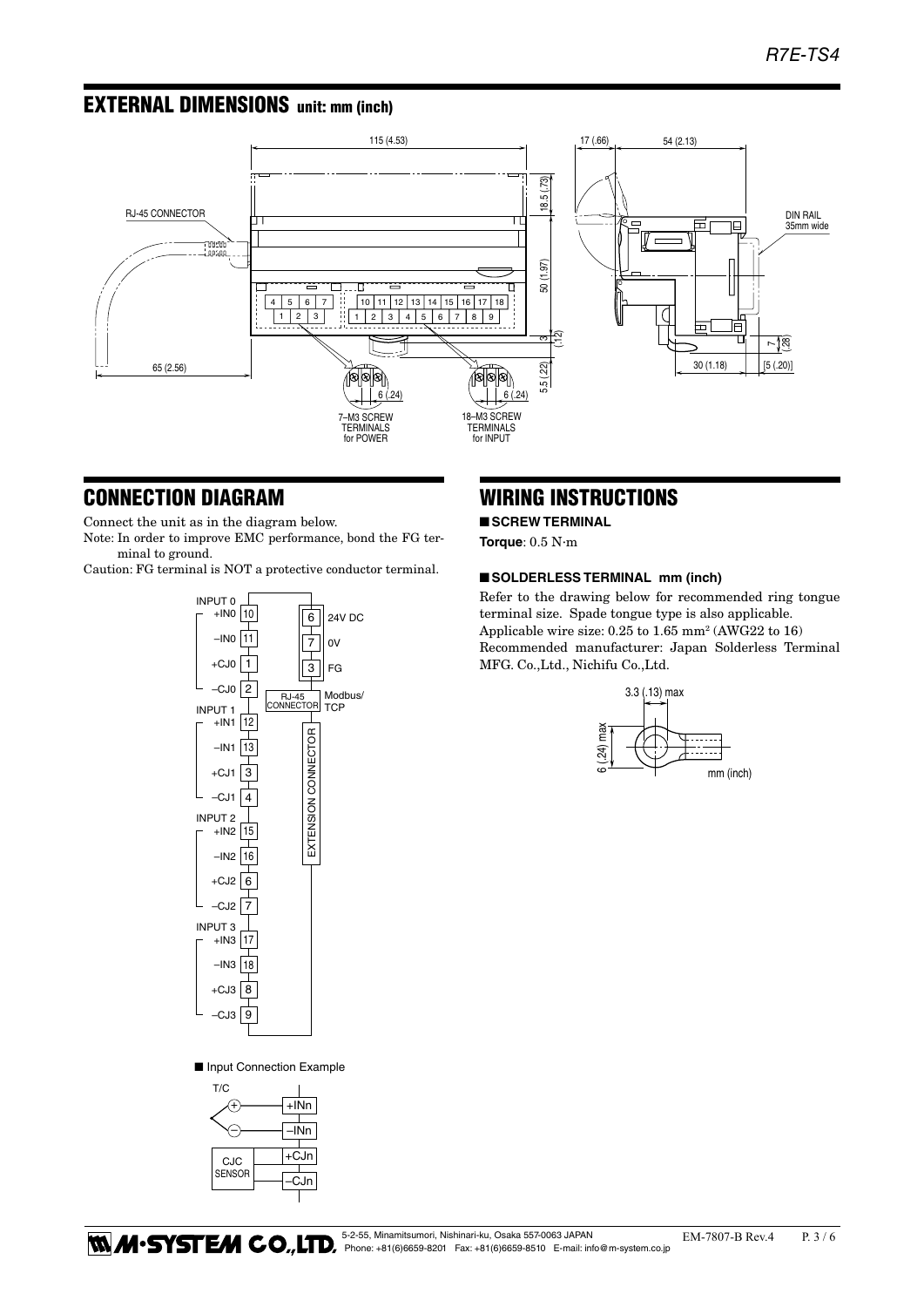## EXTERNAL DIMENSIONS unit: mm (inch)

## CONNECTION DIAGRAM

Connect the unit as in the diagram below.

Note: In order to improve EMC performance, bond the FG terminal to ground.

Caution: FG terminal is NOT a protective conductor terminal.

■ Input Connection Example

## WIRING INSTRUCTIONS

### ■ SCREW TERMINAL

**Torque**: 0.5 N·m

### ■ SOLDERLESS TERMINAL mm (inch)

Refer to the drawing below for recommended ring tongue terminal size. Spade tongue type is also applicable.

Applicable wire size: 0.25 to 1.65 $mm^2$ (AWG22 to 16)

Recommended manufacturer: Japan Solderless Terminal MFG. Co.,Ltd., Nichifu Co.,Ltd.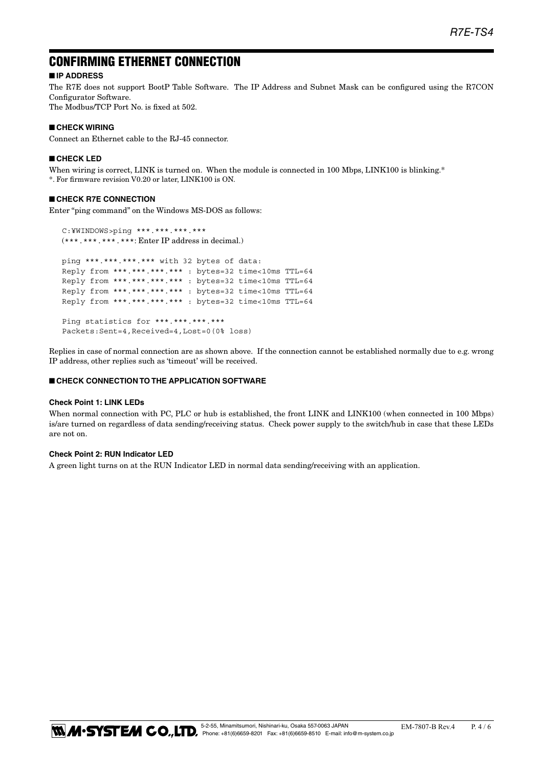## CONFIRMING ETHERNET CONNECTION

### ■ IP ADDRESS

The R7E does not support BootP Table Software. The IP Address and Subnet Mask can be configured using the R7CON Configurator Software.
The Modbus/TCP Port No. is fixed at 502.

### ■ CHECK WIRING

Connect an Ethernet cable to the RJ-45 connector.

### ■ CHECK LED

When wiring is correct, LINK is turned on. When the module is connected in 100 Mbps, LINK100 is blinking.*
*. For firmware revision V0.20 or later, LINK100 is ON.

### ■ CHECK R7E CONNECTION

Enter "ping command" on the Windows MS-DOS as follows:

```
C:¥WINDOWS>ping ***.***.***.***
(***.***.***.***: Enter IP address in decimal.)

ping ***.***.***.*** with 32 bytes of data:
Reply from ***.***.***.*** : bytes=32 time<10ms TTL=64
Reply from ***.***.***.*** : bytes=32 time<10ms TTL=64
Reply from ***.***.***.*** : bytes=32 time<10ms TTL=64
Reply from ***.***.***.*** : bytes=32 time<10ms TTL=64

Ping statistics for ***.***.***.***
Packets:Sent=4,Received=4,Lost=0(0% loss)
```

Replies in case of normal connection are as shown above. If the connection cannot be established normally due to e.g. wrong IP address, other replies such as 'timeout' will be received.

### ■ CHECK CONNECTION TO THE APPLICATION SOFTWARE

#### Check Point 1: LINK LEDs

When normal connection with PC, PLC or hub is established, the front LINK and LINK100 (when connected in 100 Mbps) is/are turned on regardless of data sending/receiving status. Check power supply to the switch/hub in case that these LEDs are not on.

#### Check Point 2: RUN Indicator LED

A green light turns on at the RUN Indicator LED in normal data sending/receiving with an application.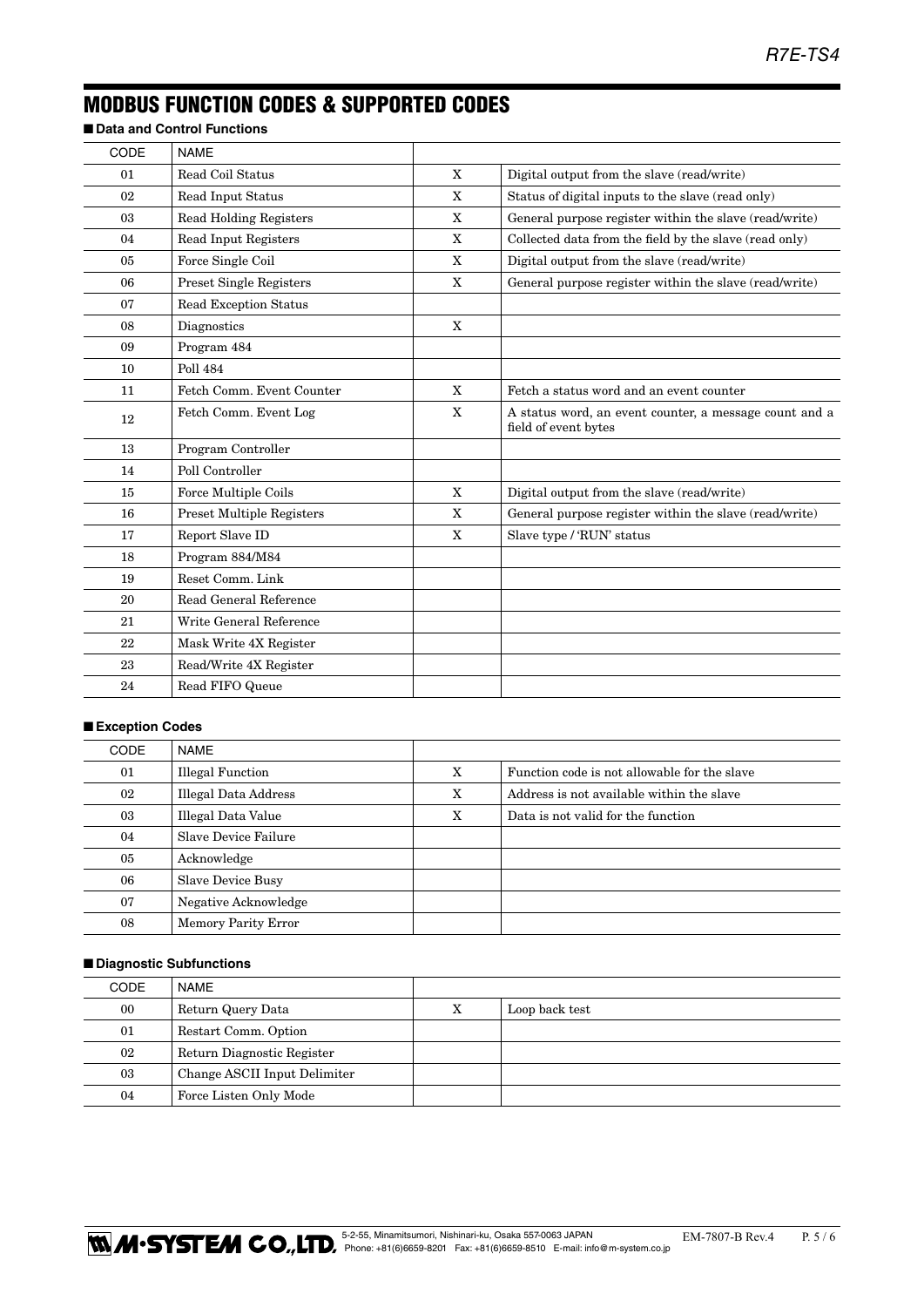# MODBUS FUNCTION CODES & SUPPORTED CODES

## ■ Data and Control Functions

| CODE | NAME | | |
|---|---|---|---|
| 01 | Read Coil Status | X | Digital output from the slave (read/write) |
| 02 | Read Input Status | X | Status of digital inputs to the slave (read only) |
| 03 | Read Holding Registers | X | General purpose register within the slave (read/write) |
| 04 | Read Input Registers | X | Collected data from the field by the slave (read only) |
| 05 | Force Single Coil | X | Digital output from the slave (read/write) |
| 06 | Preset Single Registers | X | General purpose register within the slave (read/write) |
| 07 | Read Exception Status | | |
| 08 | Diagnostics | X | |
| 09 | Program 484 | | |
| 10 | Poll 484 | | |
| 11 | Fetch Comm. Event Counter | X | Fetch a status word and an event counter |
| 12 | Fetch Comm. Event Log | X | A status word, an event counter, a message count and a field of event bytes |
| 13 | Program Controller | | |
| 14 | Poll Controller | | |
| 15 | Force Multiple Coils | X | Digital output from the slave (read/write) |
| 16 | Preset Multiple Registers | X | General purpose register within the slave (read/write) |
| 17 | Report Slave ID | X | Slave type / 'RUN' status |
| 18 | Program 884/M84 | | |
| 19 | Reset Comm. Link | | |
| 20 | Read General Reference | | |
| 21 | Write General Reference | | |
| 22 | Mask Write 4X Register | | |
| 23 | Read/Write 4X Register | | |
| 24 | Read FIFO Queue | | |

## ■ Exception Codes

| CODE | NAME | | |
|---|---|---|---|
| 01 | Illegal Function | X | Function code is not allowable for the slave |
| 02 | Illegal Data Address | X | Address is not available within the slave |
| 03 | Illegal Data Value | X | Data is not valid for the function |
| 04 | Slave Device Failure | | |
| 05 | Acknowledge | | |
| 06 | Slave Device Busy | | |
| 07 | Negative Acknowledge | | |
| 08 | Memory Parity Error | | |

## ■ Diagnostic Subfunctions

| CODE | NAME | | |
|---|---|---|---|
| 00 | Return Query Data | X | Loop back test |
| 01 | Restart Comm. Option | | |
| 02 | Return Diagnostic Register | | |
| 03 | Change ASCII Input Delimiter | | |
| 04 | Force Listen Only Mode | | |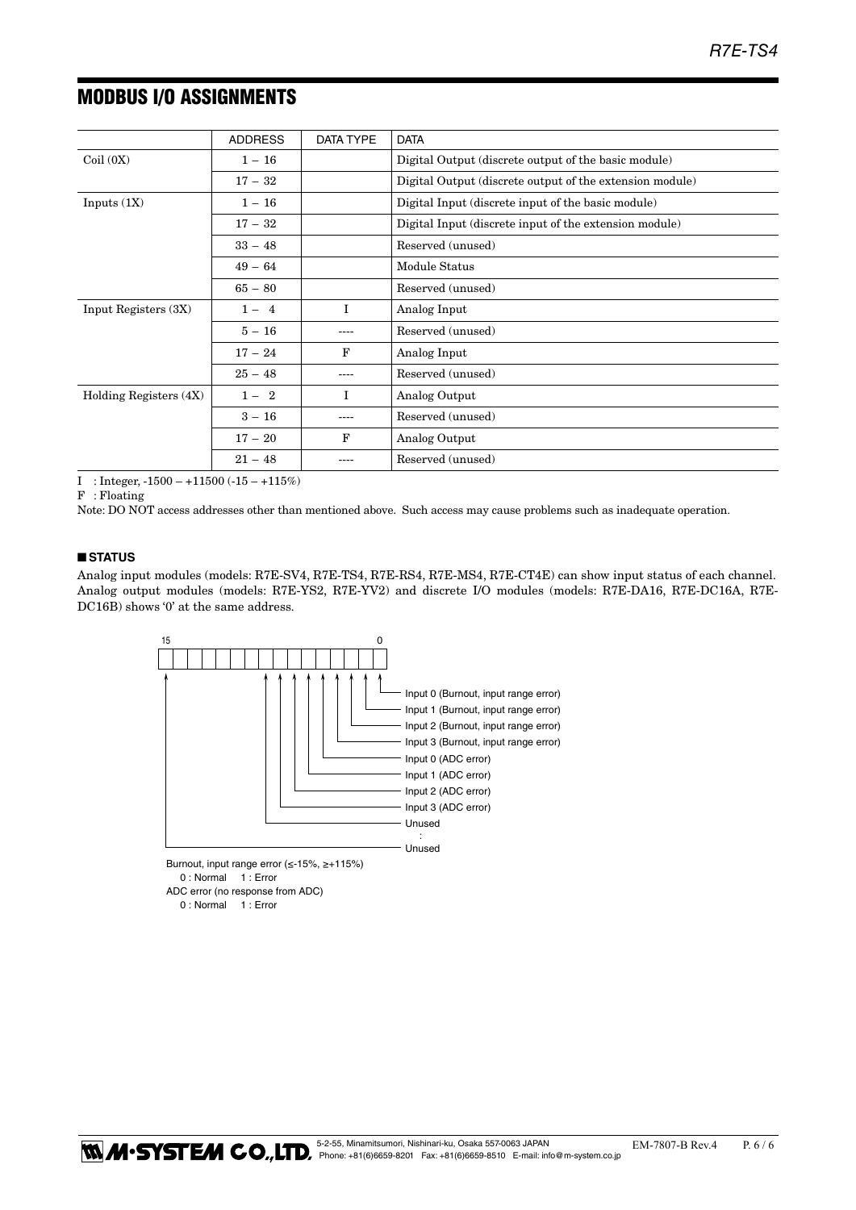## MODBUS I/O ASSIGNMENTS

| | ADDRESS | DATA TYPE | DATA |
|---|---|---|---|
| Coil (0X) | 1 – 16 | | Digital Output (discrete output of the basic module) |
| | 17 – 32 | | Digital Output (discrete output of the extension module) |
| Inputs (1X) | 1 – 16 | | Digital Input (discrete input of the basic module) |
| | 17 – 32 | | Digital Input (discrete input of the extension module) |
| | 33 – 48 | | Reserved (unused) |
| | 49 – 64 | | Module Status |
| | 65 – 80 | | Reserved (unused) |
| Input Registers (3X) | 1 – 4 | I | Analog Input |
| | 5 – 16 | ---- | Reserved (unused) |
| | 17 – 24 | F | Analog Input |
| | 25 – 48 | ---- | Reserved (unused) |
| Holding Registers (4X) | 1 – 2 | I | Analog Output |
| | 3 – 16 | ---- | Reserved (unused) |
| | 17 – 20 | F | Analog Output |
| | 21 – 48 | ---- | Reserved (unused) |

I : Integer, -1500 – +11500 (-15 – +115%)
F : Floating

Note: DO NOT access addresses other than mentioned above. Such access may cause problems such as inadequate operation.

### ■ STATUS

Analog input modules (models: R7E-SV4, R7E-TS4, R7E-RS4, R7E-MS4, R7E-CT4E) can show input status of each channel. Analog output modules (models: R7E-YS2, R7E-YV2) and discrete I/O modules (models: R7E-DA16, R7E-DC16A, R7E-DC16B) shows '0' at the same address.

15
0

Input 0 (Burnout, input range error)
Input 1 (Burnout, input range error)
Input 2 (Burnout, input range error)
Input 3 (Burnout, input range error)
Input 0 (ADC error)
Input 1 (ADC error)
Input 2 (ADC error)
Input 3 (ADC error)
Unused
:
Unused

Burnout, input range error (≤-15%, ≥+115%)
0 : Normal 1 : Error
ADC error (no response from ADC)
0 : Normal 1 : Error